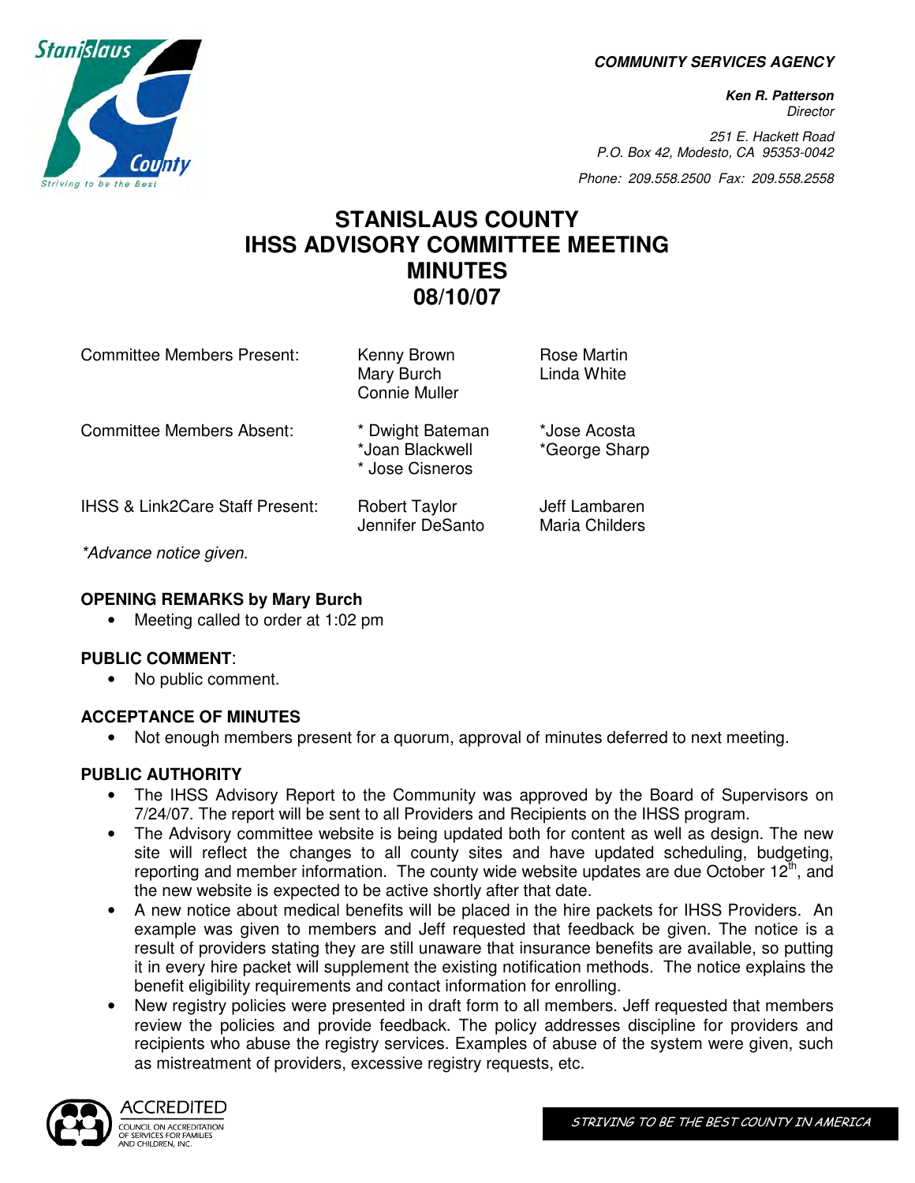COMMUNITY SERVICES AGENCY

**Ken R. Patterson**
*Director*

*251 E. Hackett Road*
*P.O. Box 42, Modesto, CA 95353-0042*

*Phone: 209.558.2500 Fax: 209.558.2558*

# STANISLAUS COUNTY IHSS ADVISORY COMMITTEE MEETING MINUTES 08/10/07

| | | |
|---|---|---|
| Committee Members Present: | Kenny Brown<br>Mary Burch<br>Connie Muller | Rose Martin<br>Linda White |
| Committee Members Absent: | * Dwight Bateman<br>*Joan Blackwell<br>* Jose Cisneros | *Jose Acosta<br>*George Sharp |
| IHSS & Link2Care Staff Present: | Robert Taylor<br>Jennifer DeSanto | Jeff Lambaren<br>Maria Childers |

*\*Advance notice given.*

**OPENING REMARKS by Mary Burch**

- Meeting called to order at 1:02 pm

**PUBLIC COMMENT**:

- No public comment.

**ACCEPTANCE OF MINUTES**

- Not enough members present for a quorum, approval of minutes deferred to next meeting.

**PUBLIC AUTHORITY**

- The IHSS Advisory Report to the Community was approved by the Board of Supervisors on 7/24/07. The report will be sent to all Providers and Recipients on the IHSS program.
- The Advisory committee website is being updated both for content as well as design. The new site will reflect the changes to all county sites and have updated scheduling, budgeting, reporting and member information. The county wide website updates are due October 12th, and the new website is expected to be active shortly after that date.
- A new notice about medical benefits will be placed in the hire packets for IHSS Providers. An example was given to members and Jeff requested that feedback be given. The notice is a result of providers stating they are still unaware that insurance benefits are available, so putting it in every hire packet will supplement the existing notification methods. The notice explains the benefit eligibility requirements and contact information for enrolling.
- New registry policies were presented in draft form to all members. Jeff requested that members review the policies and provide feedback. The policy addresses discipline for providers and recipients who abuse the registry services. Examples of abuse of the system were given, such as mistreatment of providers, excessive registry requests, etc.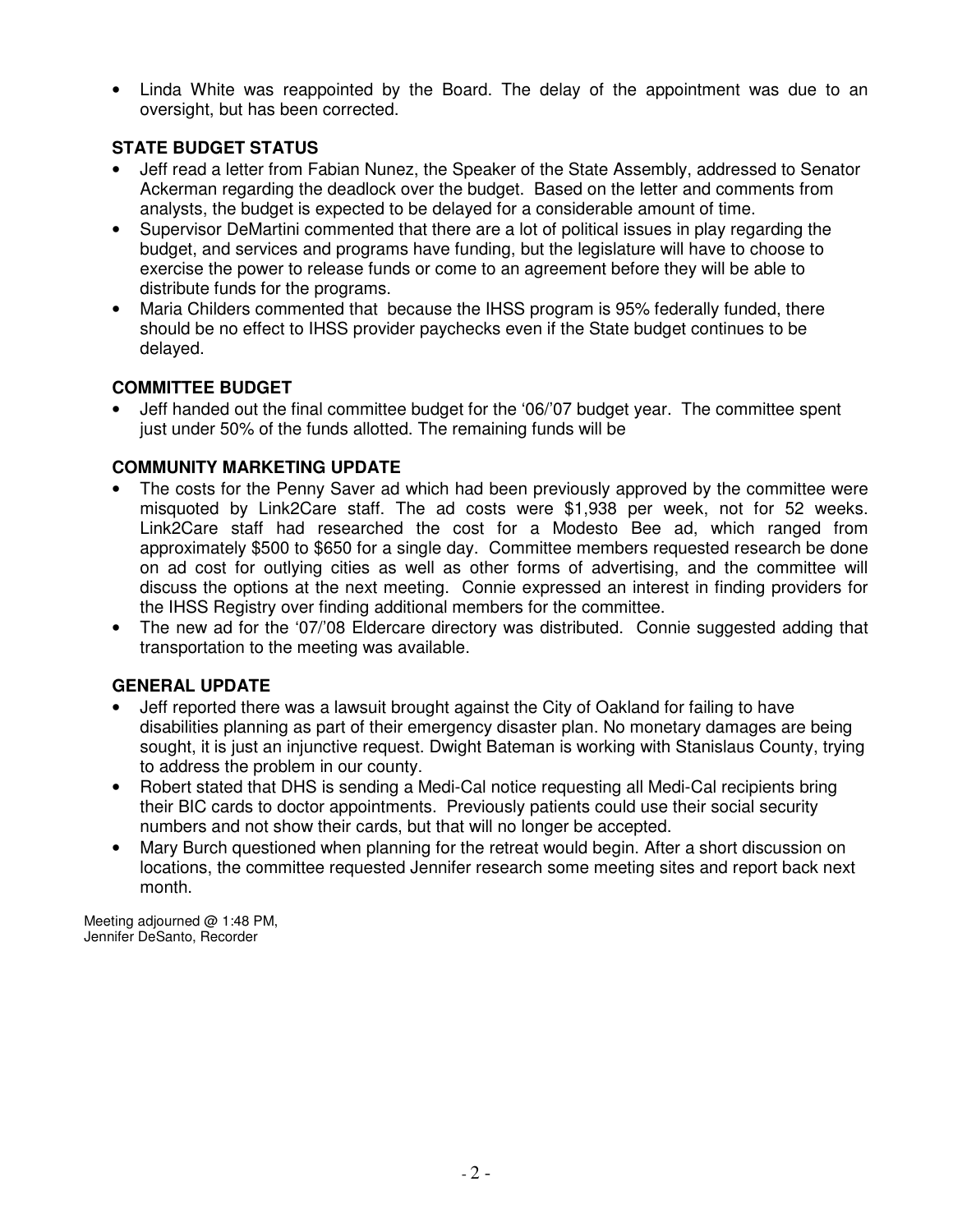- Linda White was reappointed by the Board. The delay of the appointment was due to an oversight, but has been corrected.

**STATE BUDGET STATUS**

- Jeff read a letter from Fabian Nunez, the Speaker of the State Assembly, addressed to Senator Ackerman regarding the deadlock over the budget. Based on the letter and comments from analysts, the budget is expected to be delayed for a considerable amount of time.
- Supervisor DeMartini commented that there are a lot of political issues in play regarding the budget, and services and programs have funding, but the legislature will have to choose to exercise the power to release funds or come to an agreement before they will be able to distribute funds for the programs.
- Maria Childers commented that because the IHSS program is 95% federally funded, there should be no effect to IHSS provider paychecks even if the State budget continues to be delayed.

**COMMITTEE BUDGET**

- Jeff handed out the final committee budget for the '06/'07 budget year. The committee spent just under 50% of the funds allotted. The remaining funds will be

**COMMUNITY MARKETING UPDATE**

- The costs for the Penny Saver ad which had been previously approved by the committee were misquoted by Link2Care staff. The ad costs were $1,938 per week, not for 52 weeks. Link2Care staff had researched the cost for a Modesto Bee ad, which ranged from approximately $500 to $650 for a single day. Committee members requested research be done on ad cost for outlying cities as well as other forms of advertising, and the committee will discuss the options at the next meeting. Connie expressed an interest in finding providers for the IHSS Registry over finding additional members for the committee.
- The new ad for the '07/'08 Eldercare directory was distributed. Connie suggested adding that transportation to the meeting was available.

**GENERAL UPDATE**

- Jeff reported there was a lawsuit brought against the City of Oakland for failing to have disabilities planning as part of their emergency disaster plan. No monetary damages are being sought, it is just an injunctive request. Dwight Bateman is working with Stanislaus County, trying to address the problem in our county.
- Robert stated that DHS is sending a Medi-Cal notice requesting all Medi-Cal recipients bring their BIC cards to doctor appointments. Previously patients could use their social security numbers and not show their cards, but that will no longer be accepted.
- Mary Burch questioned when planning for the retreat would begin. After a short discussion on locations, the committee requested Jennifer research some meeting sites and report back next month.

Meeting adjourned @ 1:48 PM,
Jennifer DeSanto, Recorder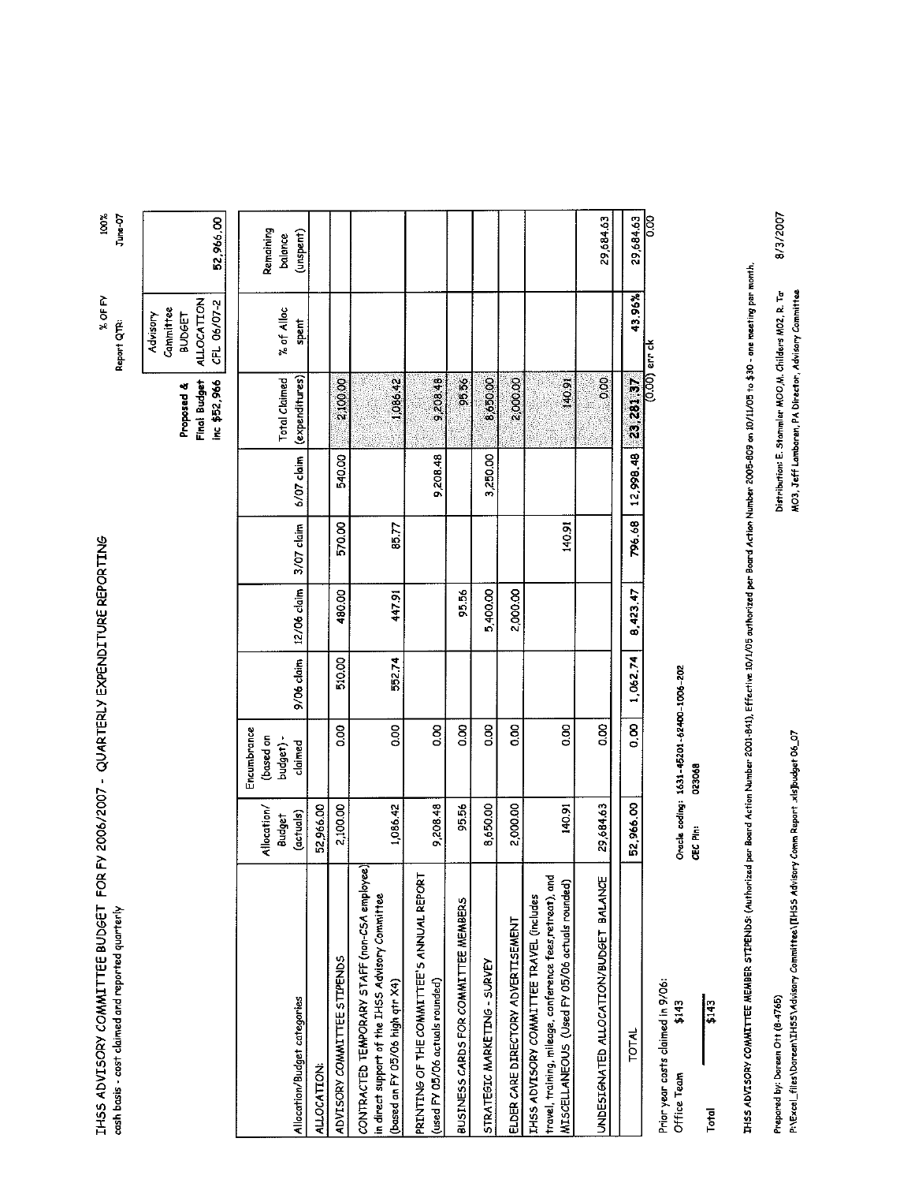# IHSS ADVISORY COMMITTEE BUDGET FOR FY 2006/2007 - QUARTERLY EXPENDITURE REPORTING

cash basis - cost claimed and reported quarterly

% OF FY 100%

Report QTR: June-07

| Allocation/Budget categories | Allocation/ Budget (actuals) | Encumbrance (based on budget) - claimed | 9/06 claim | 12/06 claim | 3/07 claim | 6/07 claim | Proposed & Final Budget inc $52,966 Total Claimed (expenditures) | Advisory Committee BUDGET ALLOCATION CFL 06/07-2 % of Alloc spent | Remaining balance (unspent) 52,966.00 |
|---|---|---|---|---|---|---|---|---|---|
| ALLOCATION: | 52,966.00 | | | | | | | | |
| ADVISORY COMMITTEE STIPENDS | 2,100.00 | 0.00 | 510.00 | 480.00 | 570.00 | 540.00 | 2,100.00 | | |
| CONTRACTED TEMPORARY STAFF (non-CSA employee) in direct support of the IHSS Advisory Committee (based on FY 05/06 high qtr X4) | 1,086.42 | 0.00 | 552.74 | 447.91 | 85.77 | | 1,086.42 | | |
| PRINTING OF THE COMMITTEE'S ANNUAL REPORT (used FY 05/06 actuals rounded) | 9,208.48 | 0.00 | | | | 9,208.48 | 9,208.48 | | |
| BUSINESS CARDS FOR COMMITTEE MEMBERS | 95.56 | 0.00 | | 95.56 | | | 95.56 | | |
| STRATEGIC MARKETING - SURVEY | 8,650.00 | 0.00 | | 5,400.00 | | 3,250.00 | 8,650.00 | | |
| ELDER CARE DIRECTORY ADVERTISEMENT | 2,000.00 | 0.00 | | 2,000.00 | | | 2,000.00 | | |
| IHSS ADVISORY COMMITTEE TRAVEL (includes travel, training, mileage, conference fees,retreat), and MISCELLANEOUS (Used FY 05/06 actuals rounded) | 140.91 | 0.00 | | | 140.91 | | 140.91 | | |
| UNDESIGNATED ALLOCATION/BUDGET BALANCE | 29,684.63 | 0.00 | | | | | 0.00 | | 29,684.63 |
| TOTAL | 52,966.00 | 0.00 | 1,062.74 | 8,423.47 | 796.68 | 12,998.48 | 23,281.37 | 43.96% | 29,684.63 |
| | | | | | | | (0.00) err ck | | 0.00 |

Prior year costs claimed in 9/06:
Office Team $143

Total $143

Oracle coding: 1631-45201-62400-1006-202

CEC Pln: 023068

IHSS ADVISORY COMMITTEE MEMBER STIPENDS: (Authorized per Board Action Number 2001-841), Effective 10/1/05 authorized per Board Action Number 2005-809 on 10/11/05 to $30 - one meeting per month.

Prepared by: Doreen Ott (8-4765)

P:\Excel_files\Doreen\IHSS\Advisory Committee\[IHSS Advisory Comm Report .xls]budget 06_07

Distribution: E. Stammler MOO,M. Childers MO2, R. To MO3, Jeff Lamboren, PA Director, Advisory Committee

8/3/2007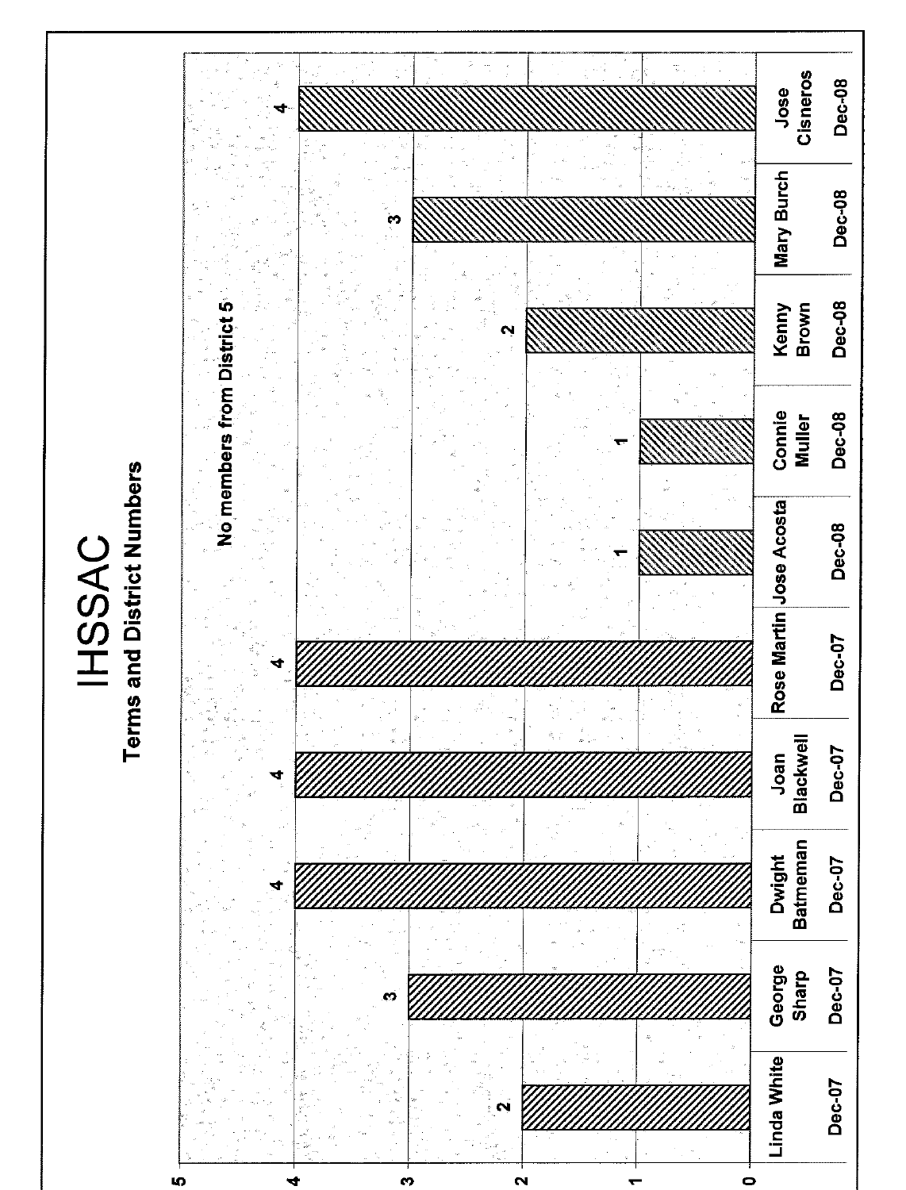# IHSSAC

## Terms and District Numbers

No members from District 5

| Member | Term | District |
|---|---|---|
| Linda White | Dec-07 | 2 |
| George Sharp | Dec-07 | 3 |
| Dwight Batmeman | Dec-07 | 4 |
| Joan Blackwell | Dec-07 | 4 |
| Rose Martin | Dec-07 | 4 |
| Jose Acosta | Dec-08 | 1 |
| Connie Muller | Dec-08 | 1 |
| Kenny Brown | Dec-08 | 2 |
| Mary Burch | Dec-08 | 3 |
| Jose Cisneros | Dec-08 | 4 |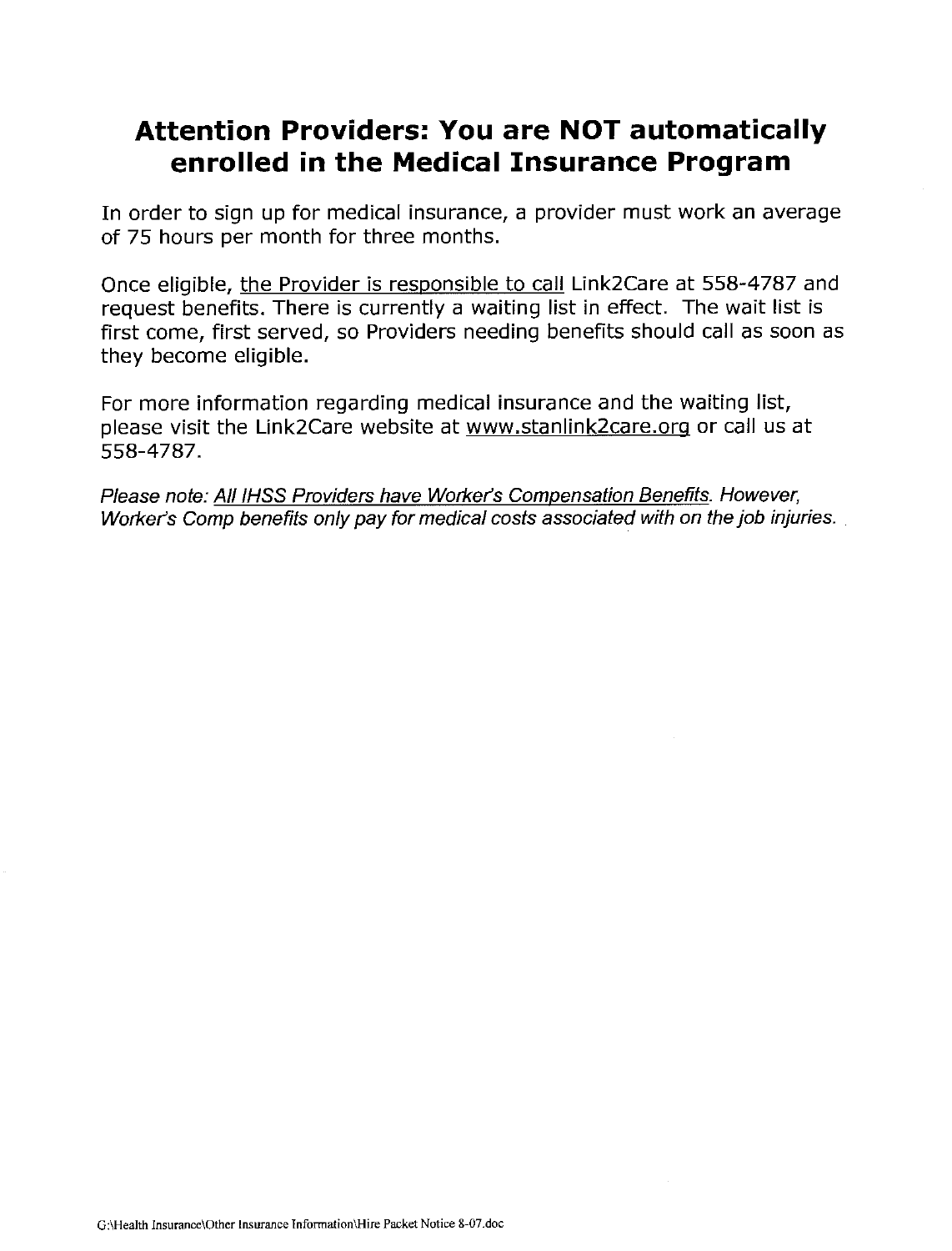# Attention Providers: You are NOT automatically enrolled in the Medical Insurance Program

In order to sign up for medical insurance, a provider must work an average of 75 hours per month for three months.

Once eligible, the Provider is responsible to call Link2Care at 558-4787 and request benefits. There is currently a waiting list in effect. The wait list is first come, first served, so Providers needing benefits should call as soon as they become eligible.

For more information regarding medical insurance and the waiting list, please visit the Link2Care website at www.stanlink2care.org or call us at 558-4787.

*Please note: All IHSS Providers have Worker's Compensation Benefits. However, Worker's Comp benefits only pay for medical costs associated with on the job injuries.*

G:\Health Insurance\Other Insurance Information\Hire Packet Notice 8-07.doc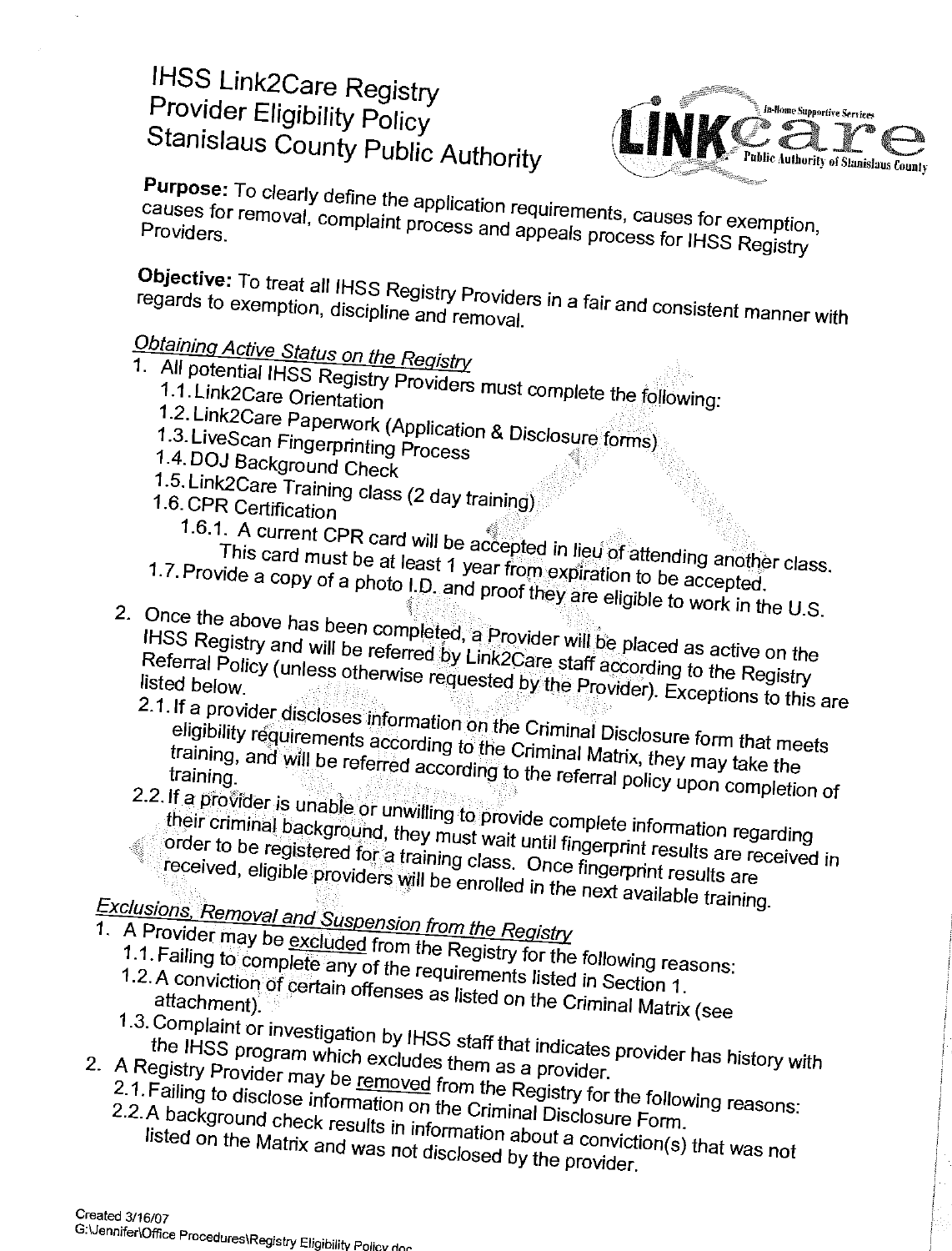# IHSS Link2Care Registry
# Provider Eligibility Policy
# Stanislaus County Public Authority

**Purpose:** To clearly define the application requirements, causes for exemption, causes for removal, complaint process and appeals process for IHSS Registry Providers.

**Objective:** To treat all IHSS Registry Providers in a fair and consistent manner with regards to exemption, discipline and removal.

## *Obtaining Active Status on the Registry*

1. All potential IHSS Registry Providers must complete the following:
   - 1.1. Link2Care Orientation
   - 1.2. Link2Care Paperwork (Application & Disclosure forms)
   - 1.3. LiveScan Fingerprinting Process
   - 1.4. DOJ Background Check
   - 1.5. Link2Care Training class (2 day training)
   - 1.6. CPR Certification
     - 1.6.1. A current CPR card will be accepted in lieu of attending another class. This card must be at least 1 year from expiration to be accepted.
   - 1.7. Provide a copy of a photo I.D. and proof they are eligible to work in the U.S.
2. Once the above has been completed, a Provider will be placed as active on the IHSS Registry and will be referred by Link2Care staff according to the Registry Referral Policy (unless otherwise requested by the Provider). Exceptions to this are listed below.
   - 2.1. If a provider discloses information on the Criminal Disclosure form that meets eligibility requirements according to the Criminal Matrix, they may take the training, and will be referred according to the referral policy upon completion of training.
   - 2.2. If a provider is unable or unwilling to provide complete information regarding their criminal background, they must wait until fingerprint results are received in order to be registered for a training class. Once fingerprint results are received, eligible providers will be enrolled in the next available training.

## *Exclusions, Removal and Suspension from the Registry*

1. A Provider may be excluded from the Registry for the following reasons:
   - 1.1. Failing to complete any of the requirements listed in Section 1.
   - 1.2. A conviction of certain offenses as listed on the Criminal Matrix (see attachment).
   - 1.3. Complaint or investigation by IHSS staff that indicates provider has history with the IHSS program which excludes them as a provider.
2. A Registry Provider may be removed from the Registry for the following reasons:
   - 2.1. Failing to disclose information on the Criminal Disclosure Form.
   - 2.2. A background check results in information about a conviction(s) that was not listed on the Matrix and was not disclosed by the provider.

Created 3/16/07
G:\Jennifer\Office Procedures\Registry Eligibility Policy.doc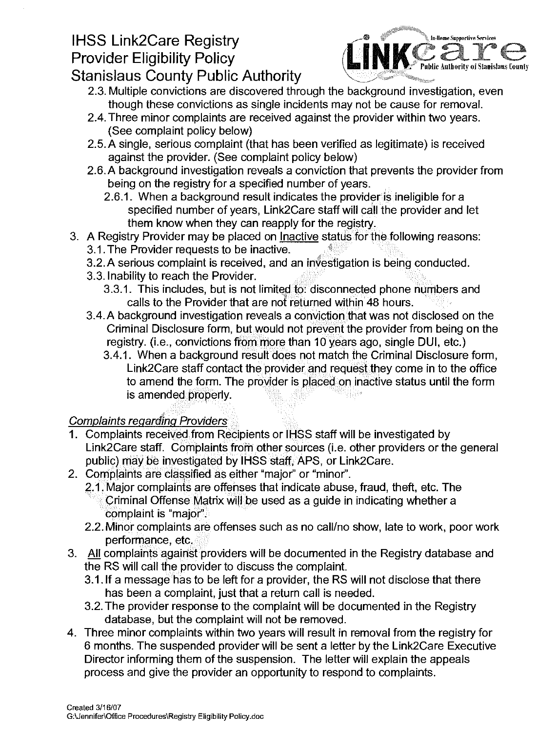2.3. Multiple convictions are discovered through the background investigation, even though these convictions as single incidents may not be cause for removal.

2.4. Three minor complaints are received against the provider within two years. (See complaint policy below)

2.5. A single, serious complaint (that has been verified as legitimate) is received against the provider. (See complaint policy below)

2.6. A background investigation reveals a conviction that prevents the provider from being on the registry for a specified number of years.

2.6.1. When a background result indicates the provider is ineligible for a specified number of years, Link2Care staff will call the provider and let them know when they can reapply for the registry.

3. A Registry Provider may be placed on Inactive status for the following reasons:

3.1. The Provider requests to be inactive.

3.2. A serious complaint is received, and an investigation is being conducted.

3.3. Inability to reach the Provider.

3.3.1. This includes, but is not limited to: disconnected phone numbers and calls to the Provider that are not returned within 48 hours.

3.4. A background investigation reveals a conviction that was not disclosed on the Criminal Disclosure form, but would not prevent the provider from being on the registry. (i.e., convictions from more than 10 years ago, single DUI, etc.)

3.4.1. When a background result does not match the Criminal Disclosure form, Link2Care staff contact the provider and request they come in to the office to amend the form. The provider is placed on inactive status until the form is amended properly.

*Complaints regarding Providers*

1. Complaints received from Recipients or IHSS staff will be investigated by Link2Care staff. Complaints from other sources (i.e. other providers or the general public) may be investigated by IHSS staff, APS, or Link2Care.

2. Complaints are classified as either "major" or "minor".

2.1. Major complaints are offenses that indicate abuse, fraud, theft, etc. The Criminal Offense Matrix will be used as a guide in indicating whether a complaint is "major".

2.2. Minor complaints are offenses such as no call/no show, late to work, poor work performance, etc.

3. All complaints against providers will be documented in the Registry database and the RS will call the provider to discuss the complaint.

3.1. If a message has to be left for a provider, the RS will not disclose that there has been a complaint, just that a return call is needed.

3.2. The provider response to the complaint will be documented in the Registry database, but the complaint will not be removed.

4. Three minor complaints within two years will result in removal from the registry for 6 months. The suspended provider will be sent a letter by the Link2Care Executive Director informing them of the suspension. The letter will explain the appeals process and give the provider an opportunity to respond to complaints.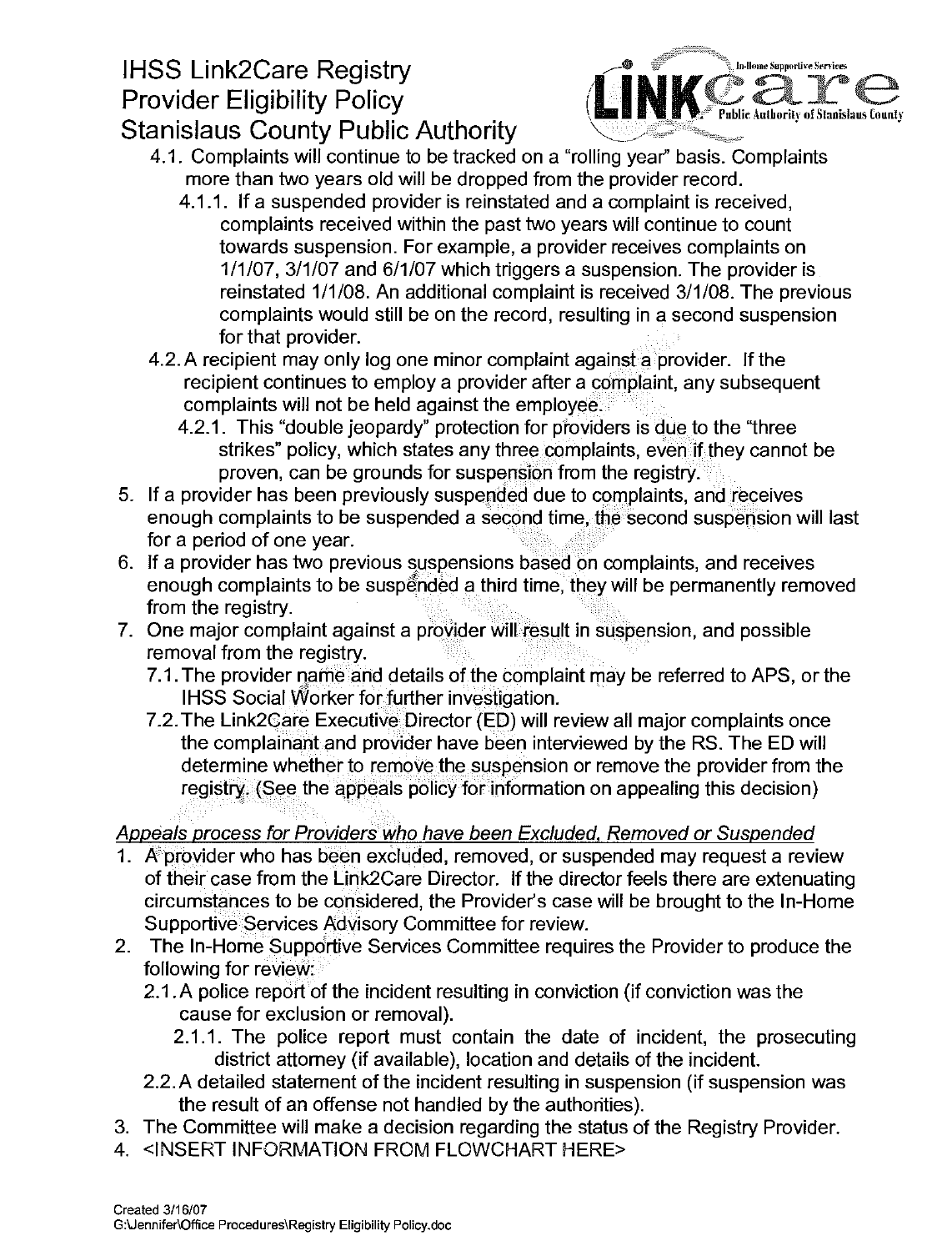4.1. Complaints will continue to be tracked on a "rolling year" basis. Complaints more than two years old will be dropped from the provider record.

4.1.1. If a suspended provider is reinstated and a complaint is received, complaints received within the past two years will continue to count towards suspension. For example, a provider receives complaints on 1/1/07, 3/1/07 and 6/1/07 which triggers a suspension. The provider is reinstated 1/1/08. An additional complaint is received 3/1/08. The previous complaints would still be on the record, resulting in a second suspension for that provider.

4.2. A recipient may only log one minor complaint against a provider. If the recipient continues to employ a provider after a complaint, any subsequent complaints will not be held against the employee.

4.2.1. This "double jeopardy" protection for providers is due to the "three strikes" policy, which states any three complaints, even if they cannot be proven, can be grounds for suspension from the registry.

5. If a provider has been previously suspended due to complaints, and receives enough complaints to be suspended a second time, the second suspension will last for a period of one year.
6. If a provider has two previous suspensions based on complaints, and receives enough complaints to be suspended a third time, they will be permanently removed from the registry.
7. One major complaint against a provider will result in suspension, and possible removal from the registry.

7.1. The provider name and details of the complaint may be referred to APS, or the IHSS Social Worker for further investigation.

7.2. The Link2Care Executive Director (ED) will review all major complaints once the complainant and provider have been interviewed by the RS. The ED will determine whether to remove the suspension or remove the provider from the registry. (See the appeals policy for information on appealing this decision)

*Appeals process for Providers who have been Excluded, Removed or Suspended*

1. A provider who has been excluded, removed, or suspended may request a review of their case from the Link2Care Director. If the director feels there are extenuating circumstances to be considered, the Provider's case will be brought to the In-Home Supportive Services Advisory Committee for review.
2. The In-Home Supportive Services Committee requires the Provider to produce the following for review:

2.1. A police report of the incident resulting in conviction (if conviction was the cause for exclusion or removal).

2.1.1. The police report must contain the date of incident, the prosecuting district attorney (if available), location and details of the incident.

2.2. A detailed statement of the incident resulting in suspension (if suspension was the result of an offense not handled by the authorities).

3. The Committee will make a decision regarding the status of the Registry Provider.
4. <INSERT INFORMATION FROM FLOWCHART HERE>

Created 3/16/07
G:\Jennifer\Office Procedures\Registry Eligibility Policy.doc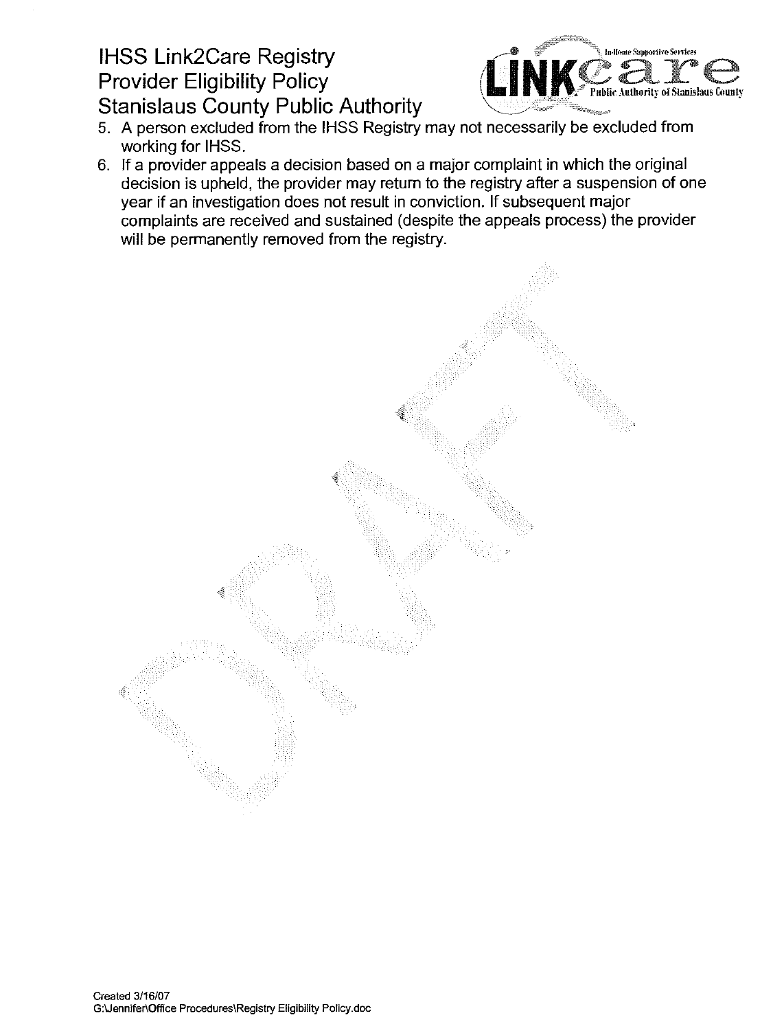5. A person excluded from the IHSS Registry may not necessarily be excluded from working for IHSS.
6. If a provider appeals a decision based on a major complaint in which the original decision is upheld, the provider may return to the registry after a suspension of one year if an investigation does not result in conviction. If subsequent major complaints are received and sustained (despite the appeals process) the provider will be permanently removed from the registry.